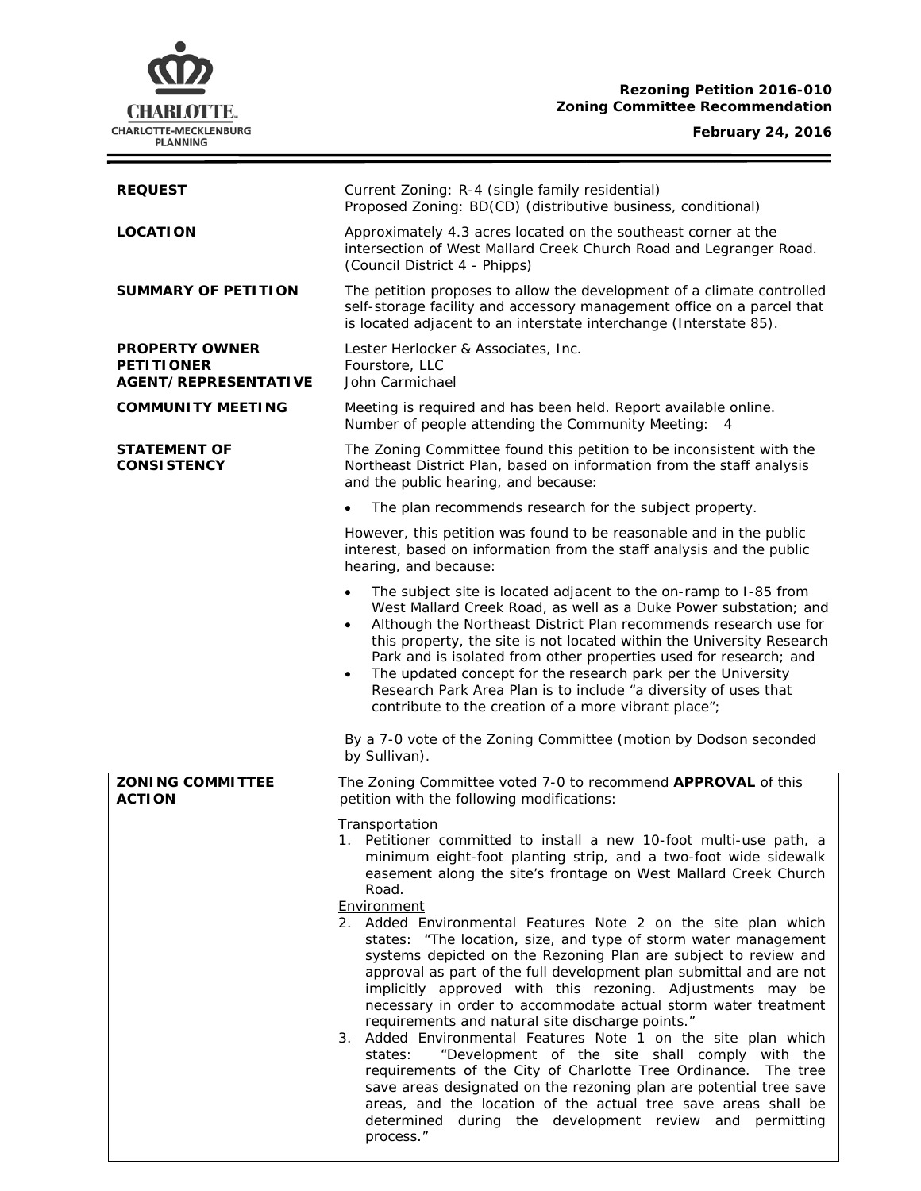**Rezoning Petition 2016-010**
**Zoning Committee Recommendation**

**February 24, 2016**

| | |
|---|---|
| **REQUEST** | Current Zoning: R-4 (single family residential)<br>Proposed Zoning: BD(CD) (distributive business, conditional) |
| **LOCATION** | Approximately 4.3 acres located on the southeast corner at the intersection of West Mallard Creek Church Road and Legranger Road. (Council District 4 - Phipps) |
| **SUMMARY OF PETITION** | The petition proposes to allow the development of a climate controlled self-storage facility and accessory management office on a parcel that is located adjacent to an interstate interchange (Interstate 85). |
| **PROPERTY OWNER**<br>**PETITIONER**<br>**AGENT/REPRESENTATIVE** | Lester Herlocker & Associates, Inc.<br>Fourstore, LLC<br>John Carmichael |
| **COMMUNITY MEETING** | Meeting is required and has been held. Report available online.<br>Number of people attending the Community Meeting: 4 |
| **STATEMENT OF CONSISTENCY** | The Zoning Committee found this petition to be inconsistent with the Northeast District Plan, based on information from the staff analysis and the public hearing, and because:<br>• The plan recommends research for the subject property.<br><br>However, this petition was found to be reasonable and in the public interest, based on information from the staff analysis and the public hearing, and because:<br>• The subject site is located adjacent to the on-ramp to I-85 from West Mallard Creek Road, as well as a Duke Power substation; and<br>• Although the Northeast District Plan recommends research use for this property, the site is not located within the University Research Park and is isolated from other properties used for research; and<br>• The updated concept for the research park per the University Research Park Area Plan is to include "a diversity of uses that contribute to the creation of a more vibrant place";<br><br>By a 7-0 vote of the Zoning Committee (motion by Dodson seconded by Sullivan). |
| **ZONING COMMITTEE ACTION** | The Zoning Committee voted 7-0 to recommend **APPROVAL** of this petition with the following modifications:<br><br>Transportation<br>1. Petitioner committed to install a new 10-foot multi-use path, a minimum eight-foot planting strip, and a two-foot wide sidewalk easement along the site's frontage on West Mallard Creek Church Road.<br><br>Environment<br>2. Added Environmental Features Note 2 on the site plan which states: "The location, size, and type of storm water management systems depicted on the Rezoning Plan are subject to review and approval as part of the full development plan submittal and are not implicitly approved with this rezoning. Adjustments may be necessary in order to accommodate actual storm water treatment requirements and natural site discharge points."<br>3. Added Environmental Features Note 1 on the site plan which states: "Development of the site shall comply with the requirements of the City of Charlotte Tree Ordinance. The tree save areas designated on the rezoning plan are potential tree save areas, and the location of the actual tree save areas shall be determined during the development review and permitting process." |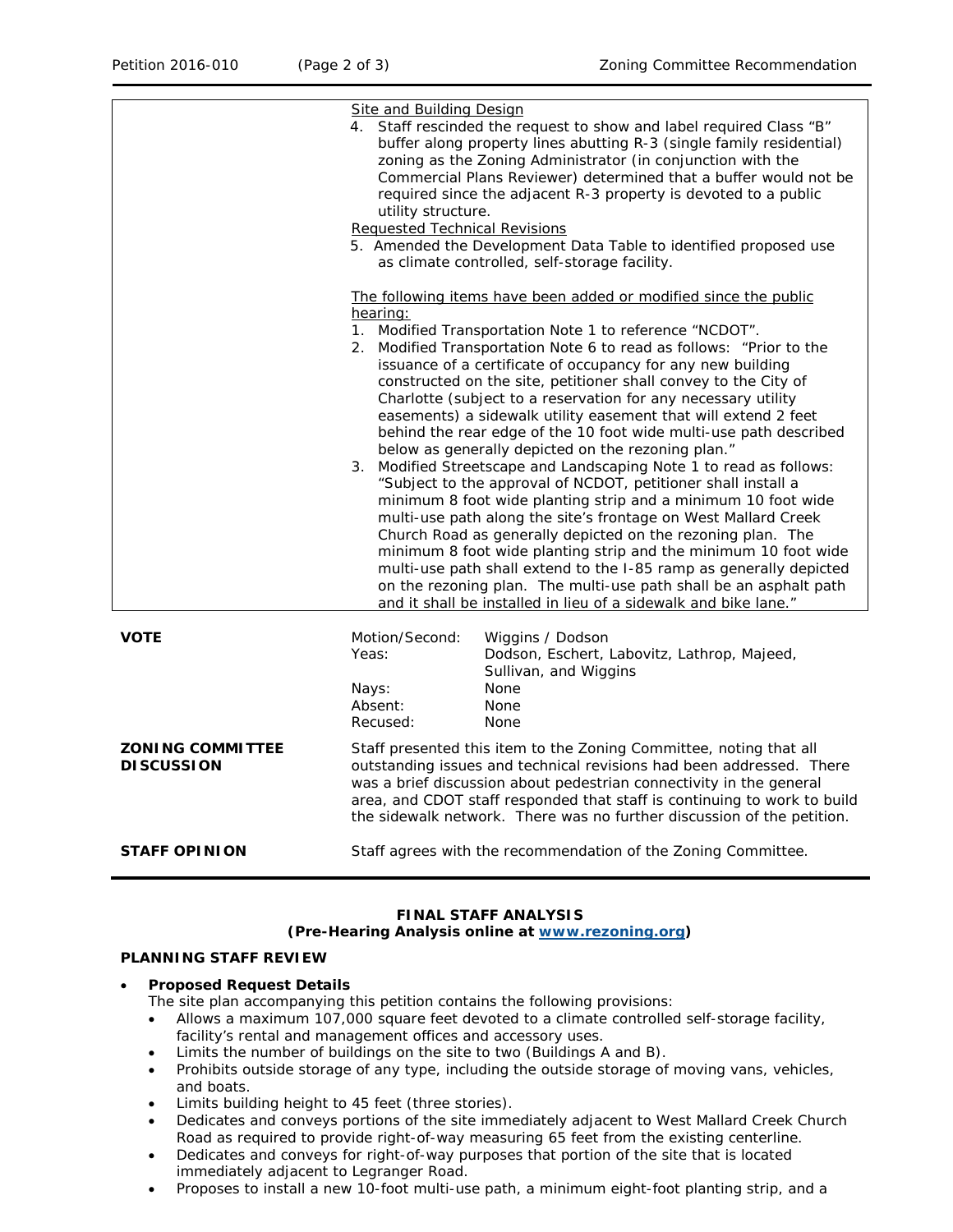| | |
|---|---|
| | Site and Building Design<br>4. Staff rescinded the request to show and label required Class "B" buffer along property lines abutting R-3 (single family residential) zoning as the Zoning Administrator (in conjunction with the Commercial Plans Reviewer) determined that a buffer would not be required since the adjacent R-3 property is devoted to a public utility structure.<br>Requested Technical Revisions<br>5. Amended the Development Data Table to identified proposed use as climate controlled, self-storage facility.<br><br>The following items have been added or modified since the public hearing:<br>1. Modified Transportation Note 1 to reference "NCDOT".<br>2. Modified Transportation Note 6 to read as follows: "Prior to the issuance of a certificate of occupancy for any new building constructed on the site, petitioner shall convey to the City of Charlotte (subject to a reservation for any necessary utility easements) a sidewalk utility easement that will extend 2 feet behind the rear edge of the 10 foot wide multi-use path described below as generally depicted on the rezoning plan."<br>3. Modified Streetscape and Landscaping Note 1 to read as follows: "Subject to the approval of NCDOT, petitioner shall install a minimum 8 foot wide planting strip and a minimum 10 foot wide multi-use path along the site's frontage on West Mallard Creek Church Road as generally depicted on the rezoning plan. The minimum 8 foot wide planting strip and the minimum 10 foot wide multi-use path shall extend to the I-85 ramp as generally depicted on the rezoning plan. The multi-use path shall be an asphalt path and it shall be installed in lieu of a sidewalk and bike lane." |

| | | |
|---|---|---|
| **VOTE** | Motion/Second: | Wiggins / Dodson |
| | Yeas: | Dodson, Eschert, Labovitz, Lathrop, Majeed, Sullivan, and Wiggins |
| | Nays: | None |
| | Absent: | None |
| | Recused: | None |

**ZONING COMMITTEE DISCUSSION**

Staff presented this item to the Zoning Committee, noting that all outstanding issues and technical revisions had been addressed. There was a brief discussion about pedestrian connectivity in the general area, and CDOT staff responded that staff is continuing to work to build the sidewalk network. There was no further discussion of the petition.

**STAFF OPINION**

Staff agrees with the recommendation of the Zoning Committee.

## FINAL STAFF ANALYSIS
**(Pre-Hearing Analysis online at [www.rezoning.org](www.rezoning.org))**

### PLANNING STAFF REVIEW

- **Proposed Request Details**

  The site plan accompanying this petition contains the following provisions:
  - Allows a maximum 107,000 square feet devoted to a climate controlled self-storage facility, facility's rental and management offices and accessory uses.
  - Limits the number of buildings on the site to two (Buildings A and B).
  - Prohibits outside storage of any type, including the outside storage of moving vans, vehicles, and boats.
  - Limits building height to 45 feet (three stories).
  - Dedicates and conveys portions of the site immediately adjacent to West Mallard Creek Church Road as required to provide right-of-way measuring 65 feet from the existing centerline.
  - Dedicates and conveys for right-of-way purposes that portion of the site that is located immediately adjacent to Legranger Road.
  - Proposes to install a new 10-foot multi-use path, a minimum eight-foot planting strip, and a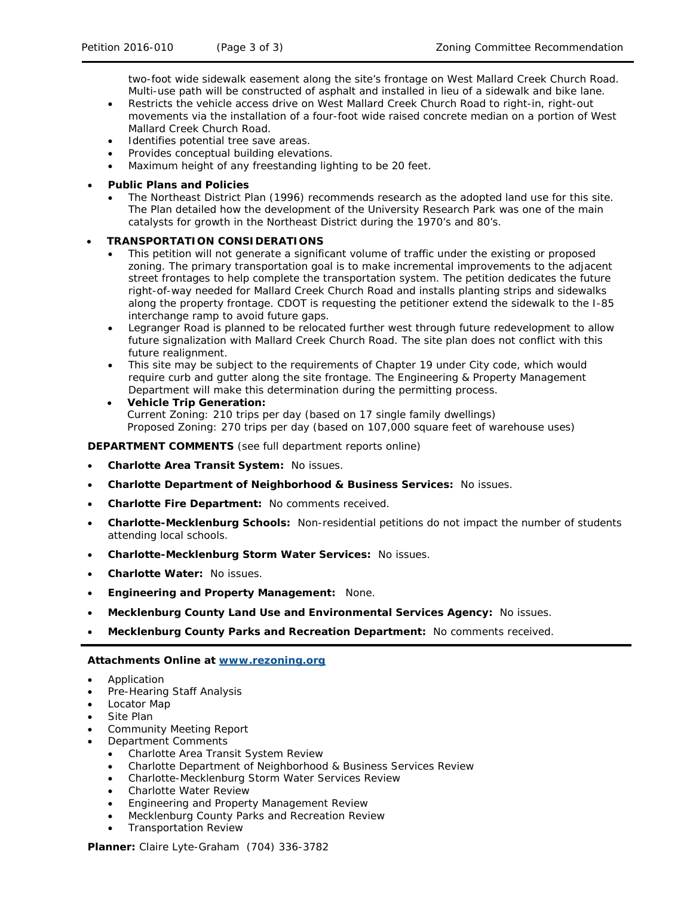two-foot wide sidewalk easement along the site's frontage on West Mallard Creek Church Road. Multi-use path will be constructed of asphalt and installed in lieu of a sidewalk and bike lane.
- Restricts the vehicle access drive on West Mallard Creek Church Road to right-in, right-out movements via the installation of a four-foot wide raised concrete median on a portion of West Mallard Creek Church Road.
- Identifies potential tree save areas.
- Provides conceptual building elevations.
- Maximum height of any freestanding lighting to be 20 feet.

- **Public Plans and Policies**
  - The Northeast District Plan (1996) recommends research as the adopted land use for this site. The Plan detailed how the development of the University Research Park was one of the main catalysts for growth in the Northeast District during the 1970's and 80's.

- **TRANSPORTATION CONSIDERATIONS**
  - This petition will not generate a significant volume of traffic under the existing or proposed zoning. The primary transportation goal is to make incremental improvements to the adjacent street frontages to help complete the transportation system. The petition dedicates the future right-of-way needed for Mallard Creek Church Road and installs planting strips and sidewalks along the property frontage. CDOT is requesting the petitioner extend the sidewalk to the I-85 interchange ramp to avoid future gaps.
  - Legranger Road is planned to be relocated further west through future redevelopment to allow future signalization with Mallard Creek Church Road. The site plan does not conflict with this future realignment.
  - This site may be subject to the requirements of Chapter 19 under City code, which would require curb and gutter along the site frontage. The Engineering & Property Management Department will make this determination during the permitting process.
  - **Vehicle Trip Generation:**
    Current Zoning: 210 trips per day (based on 17 single family dwellings)
    Proposed Zoning: 270 trips per day (based on 107,000 square feet of warehouse uses)

**DEPARTMENT COMMENTS** (see full department reports online)

- **Charlotte Area Transit System:** No issues.
- **Charlotte Department of Neighborhood & Business Services:** No issues.
- **Charlotte Fire Department:** No comments received.
- **Charlotte-Mecklenburg Schools:** Non-residential petitions do not impact the number of students attending local schools.
- **Charlotte-Mecklenburg Storm Water Services:** No issues.
- **Charlotte Water:** No issues.
- **Engineering and Property Management:** None.
- **Mecklenburg County Land Use and Environmental Services Agency:** No issues.
- **Mecklenburg County Parks and Recreation Department:** No comments received.

**Attachments Online at [www.rezoning.org](www.rezoning.org)**

- Application
- Pre-Hearing Staff Analysis
- Locator Map
- Site Plan
- Community Meeting Report
- Department Comments
  - Charlotte Area Transit System Review
  - Charlotte Department of Neighborhood & Business Services Review
  - Charlotte-Mecklenburg Storm Water Services Review
  - Charlotte Water Review
  - Engineering and Property Management Review
  - Mecklenburg County Parks and Recreation Review
  - Transportation Review

**Planner:** Claire Lyte-Graham (704) 336-3782